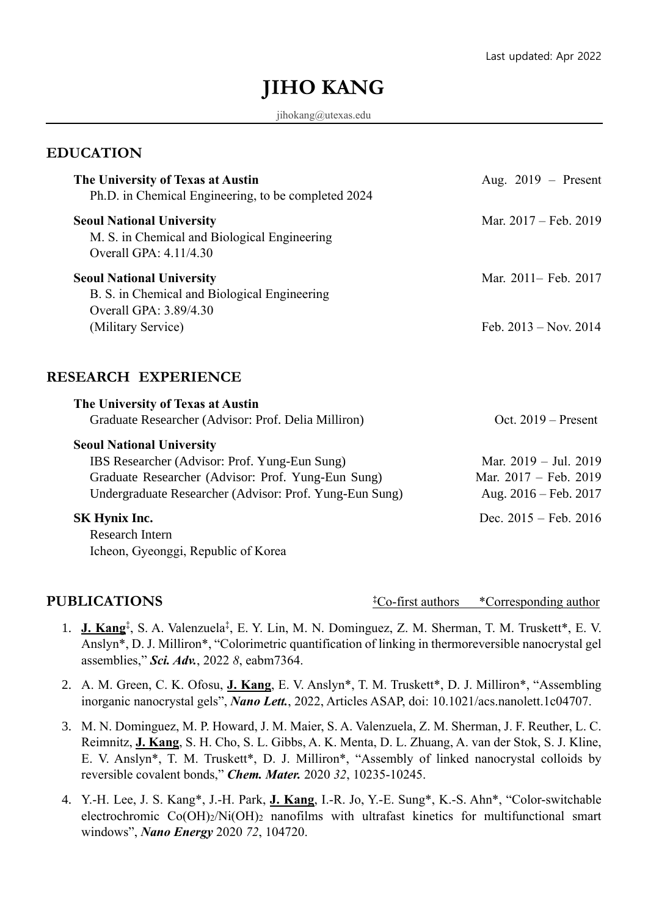Last updated: Apr 2022

# JIHO KANG

jihokang@utexas.edu

## EDUCATION

**The University of Texas at Austin** — Aug. 2019 – Present
Ph.D. in Chemical Engineering, to be completed 2024

**Seoul National University** — Mar. 2017 – Feb. 2019
M. S. in Chemical and Biological Engineering
Overall GPA: 4.11/4.30

**Seoul National University** — Mar. 2011– Feb. 2017
B. S. in Chemical and Biological Engineering
Overall GPA: 3.89/4.30
(Military Service) — Feb. 2013 – Nov. 2014

## RESEARCH EXPERIENCE

**The University of Texas at Austin**
Graduate Researcher (Advisor: Prof. Delia Milliron) — Oct. 2019 – Present

**Seoul National University**
IBS Researcher (Advisor: Prof. Yung-Eun Sung) — Mar. 2019 – Jul. 2019
Graduate Researcher (Advisor: Prof. Yung-Eun Sung) — Mar. 2017 – Feb. 2019
Undergraduate Researcher (Advisor: Prof. Yung-Eun Sung) — Aug. 2016 – Feb. 2017

**SK Hynix Inc.** — Dec. 2015 – Feb. 2016
Research Intern
Icheon, Gyeonggi, Republic of Korea

## PUBLICATIONS

‡Co-first authors *Corresponding author

1. **J. Kang**‡, S. A. Valenzuela‡, E. Y. Lin, M. N. Dominguez, Z. M. Sherman, T. M. Truskett*, E. V. Anslyn*, D. J. Milliron*, "Colorimetric quantification of linking in thermoreversible nanocrystal gel assemblies," ***Sci. Adv.***, 2022 *8*, eabm7364.
2. A. M. Green, C. K. Ofosu, **J. Kang**, E. V. Anslyn*, T. M. Truskett*, D. J. Milliron*, "Assembling inorganic nanocrystal gels", ***Nano Lett.***, 2022, Articles ASAP, doi: 10.1021/acs.nanolett.1c04707.
3. M. N. Dominguez, M. P. Howard, J. M. Maier, S. A. Valenzuela, Z. M. Sherman, J. F. Reuther, L. C. Reimnitz, **J. Kang**, S. H. Cho, S. L. Gibbs, A. K. Menta, D. L. Zhuang, A. van der Stok, S. J. Kline, E. V. Anslyn*, T. M. Truskett*, D. J. Milliron*, "Assembly of linked nanocrystal colloids by reversible covalent bonds," ***Chem. Mater.*** 2020 *32*, 10235-10245.
4. Y.-H. Lee, J. S. Kang*, J.-H. Park, **J. Kang**, I.-R. Jo, Y.-E. Sung*, K.-S. Ahn*, "Color-switchable electrochromic $Co(OH)_2$/$Ni(OH)_2$ nanofilms with ultrafast kinetics for multifunctional smart windows", ***Nano Energy*** 2020 *72*, 104720.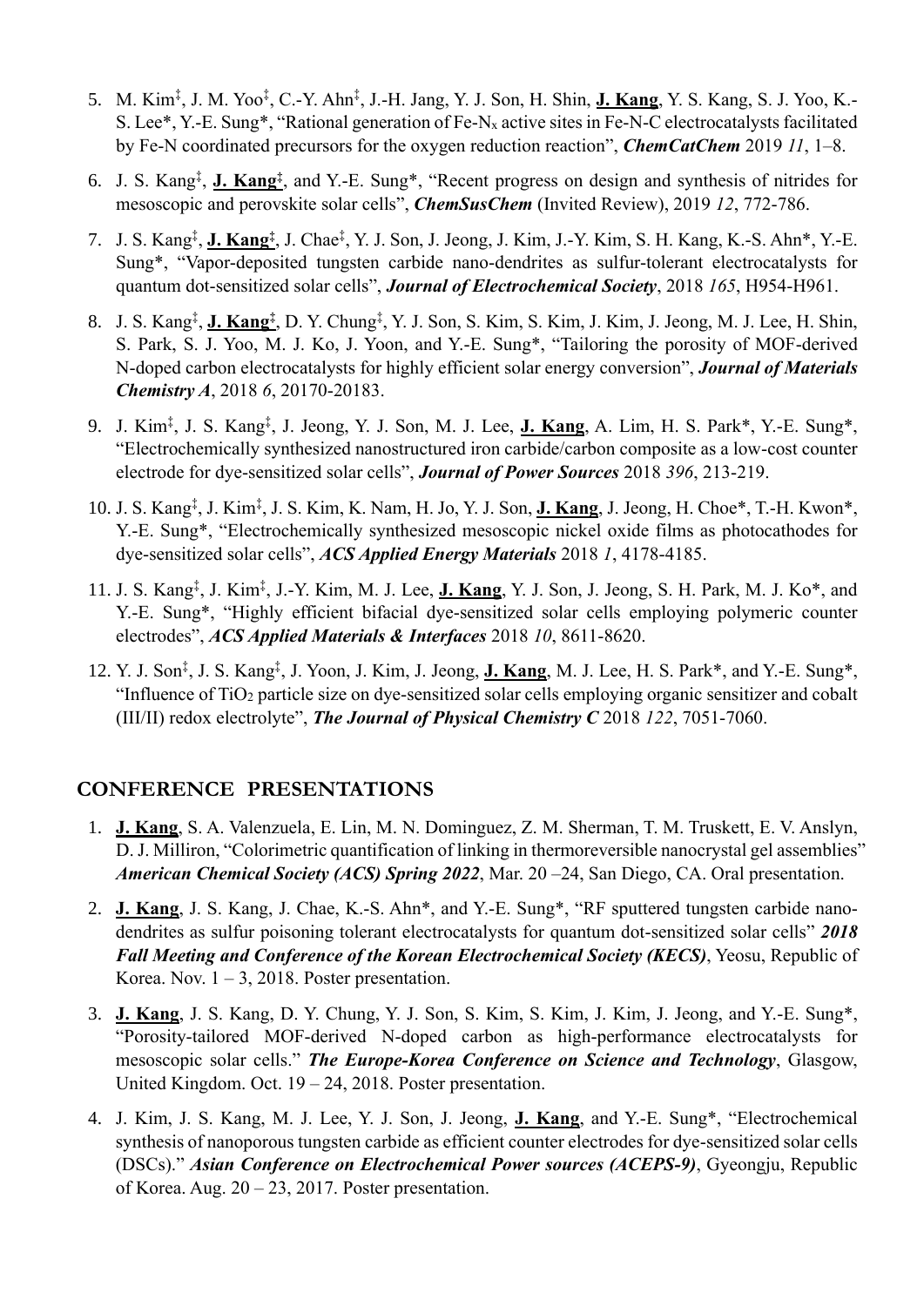5. M. Kim‡, J. M. Yoo‡, C.-Y. Ahn‡, J.-H. Jang, Y. J. Son, H. Shin, **J. Kang**, Y. S. Kang, S. J. Yoo, K.-S. Lee*, Y.-E. Sung*, "Rational generation of Fe-$N_x$ active sites in Fe-N-C electrocatalysts facilitated by Fe-N coordinated precursors for the oxygen reduction reaction", ***ChemCatChem*** 2019 *11*, 1–8.

6. J. S. Kang‡, **J. Kang**‡, and Y.-E. Sung*, "Recent progress on design and synthesis of nitrides for mesoscopic and perovskite solar cells", ***ChemSusChem*** (Invited Review), 2019 *12*, 772-786.

7. J. S. Kang‡, **J. Kang**‡, J. Chae‡, Y. J. Son, J. Jeong, J. Kim, J.-Y. Kim, S. H. Kang, K.-S. Ahn*, Y.-E. Sung*, "Vapor-deposited tungsten carbide nano-dendrites as sulfur-tolerant electrocatalysts for quantum dot-sensitized solar cells", ***Journal of Electrochemical Society***, 2018 *165*, H954-H961.

8. J. S. Kang‡, **J. Kang**‡, D. Y. Chung‡, Y. J. Son, S. Kim, S. Kim, J. Kim, J. Jeong, M. J. Lee, H. Shin, S. Park, S. J. Yoo, M. J. Ko, J. Yoon, and Y.-E. Sung*, "Tailoring the porosity of MOF-derived N-doped carbon electrocatalysts for highly efficient solar energy conversion", ***Journal of Materials Chemistry A***, 2018 *6*, 20170-20183.

9. J. Kim‡, J. S. Kang‡, J. Jeong, Y. J. Son, M. J. Lee, **J. Kang**, A. Lim, H. S. Park*, Y.-E. Sung*, "Electrochemically synthesized nanostructured iron carbide/carbon composite as a low-cost counter electrode for dye-sensitized solar cells", ***Journal of Power Sources*** 2018 *396*, 213-219.

10. J. S. Kang‡, J. Kim‡, J. S. Kim, K. Nam, H. Jo, Y. J. Son, **J. Kang**, J. Jeong, H. Choe*, T.-H. Kwon*, Y.-E. Sung*, "Electrochemically synthesized mesoscopic nickel oxide films as photocathodes for dye-sensitized solar cells", ***ACS Applied Energy Materials*** 2018 *1*, 4178-4185.

11. J. S. Kang‡, J. Kim‡, J.-Y. Kim, M. J. Lee, **J. Kang**, Y. J. Son, J. Jeong, S. H. Park, M. J. Ko*, and Y.-E. Sung*, "Highly efficient bifacial dye-sensitized solar cells employing polymeric counter electrodes", ***ACS Applied Materials & Interfaces*** 2018 *10*, 8611-8620.

12. Y. J. Son‡, J. S. Kang‡, J. Yoon, J. Kim, J. Jeong, **J. Kang**, M. J. Lee, H. S. Park*, and Y.-E. Sung*, "Influence of $TiO_2$ particle size on dye-sensitized solar cells employing organic sensitizer and cobalt (III/II) redox electrolyte", ***The Journal of Physical Chemistry C*** 2018 *122*, 7051-7060.

## CONFERENCE PRESENTATIONS

1. **J. Kang**, S. A. Valenzuela, E. Lin, M. N. Dominguez, Z. M. Sherman, T. M. Truskett, E. V. Anslyn, D. J. Milliron, "Colorimetric quantification of linking in thermoreversible nanocrystal gel assemblies" ***American Chemical Society (ACS) Spring 2022***, Mar. 20 –24, San Diego, CA. Oral presentation.

2. **J. Kang**, J. S. Kang, J. Chae, K.-S. Ahn*, and Y.-E. Sung*, "RF sputtered tungsten carbide nano-dendrites as sulfur poisoning tolerant electrocatalysts for quantum dot-sensitized solar cells" ***2018 Fall Meeting and Conference of the Korean Electrochemical Society (KECS)***, Yeosu, Republic of Korea. Nov. 1 – 3, 2018. Poster presentation.

3. **J. Kang**, J. S. Kang, D. Y. Chung, Y. J. Son, S. Kim, S. Kim, J. Kim, J. Jeong, and Y.-E. Sung*, "Porosity-tailored MOF-derived N-doped carbon as high-performance electrocatalysts for mesoscopic solar cells." ***The Europe-Korea Conference on Science and Technology***, Glasgow, United Kingdom. Oct. 19 – 24, 2018. Poster presentation.

4. J. Kim, J. S. Kang, M. J. Lee, Y. J. Son, J. Jeong, **J. Kang**, and Y.-E. Sung*, "Electrochemical synthesis of nanoporous tungsten carbide as efficient counter electrodes for dye-sensitized solar cells (DSCs)." ***Asian Conference on Electrochemical Power sources (ACEPS-9)***, Gyeongju, Republic of Korea. Aug. 20 – 23, 2017. Poster presentation.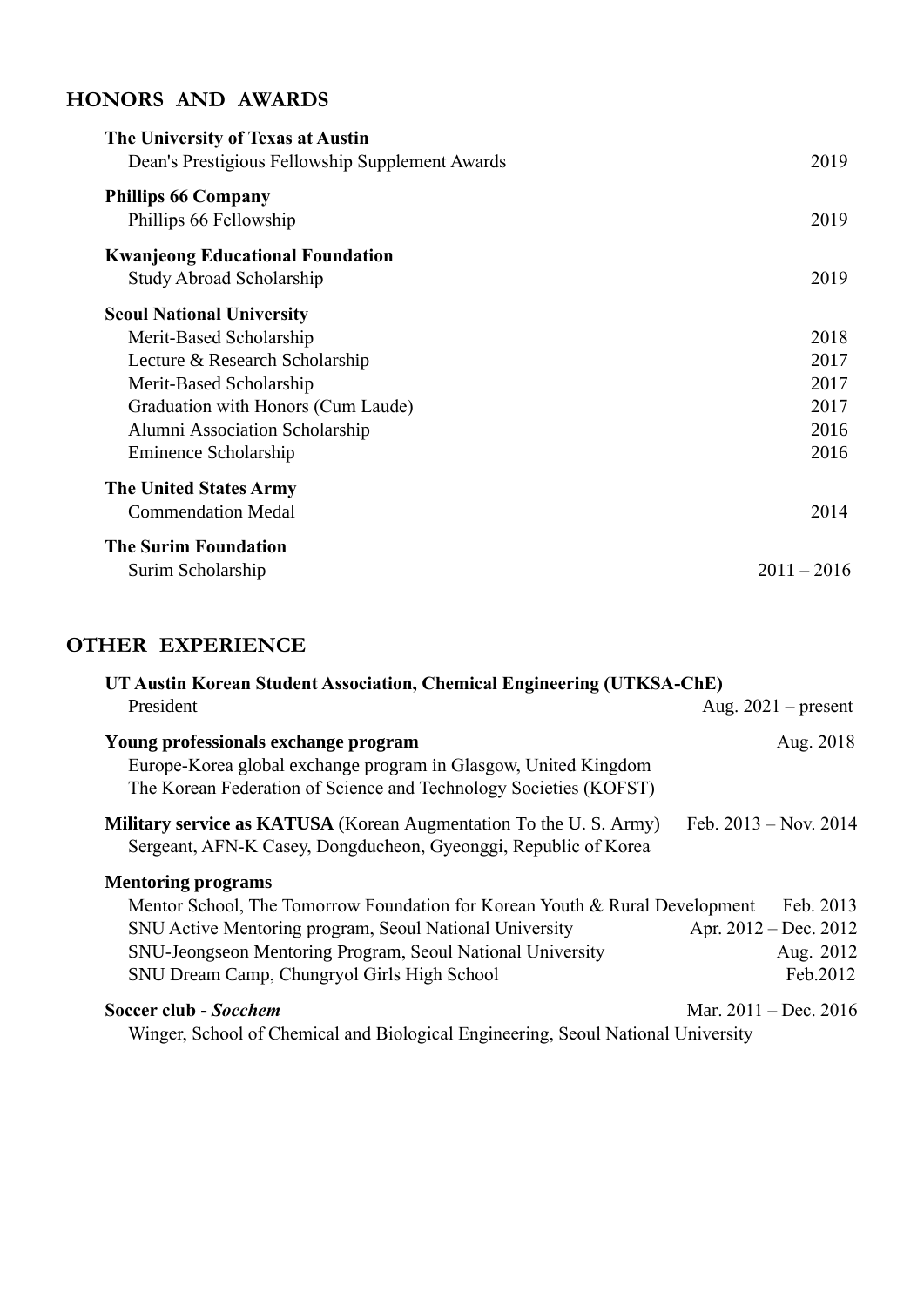## HONORS AND AWARDS

**The University of Texas at Austin**
Dean's Prestigious Fellowship Supplement Awards 2019

**Phillips 66 Company**
Phillips 66 Fellowship 2019

**Kwanjeong Educational Foundation**
Study Abroad Scholarship 2019

**Seoul National University**
Merit-Based Scholarship 2018
Lecture & Research Scholarship 2017
Merit-Based Scholarship 2017
Graduation with Honors (Cum Laude) 2017
Alumni Association Scholarship 2016
Eminence Scholarship 2016

**The United States Army**
Commendation Medal 2014

**The Surim Foundation**
Surim Scholarship 2011 – 2016

## OTHER EXPERIENCE

**UT Austin Korean Student Association, Chemical Engineering (UTKSA-ChE)**
President Aug. 2021 – present

**Young professionals exchange program** Aug. 2018
Europe-Korea global exchange program in Glasgow, United Kingdom
The Korean Federation of Science and Technology Societies (KOFST)

**Military service as KATUSA** (Korean Augmentation To the U. S. Army) Feb. 2013 – Nov. 2014
Sergeant, AFN-K Casey, Dongducheon, Gyeonggi, Republic of Korea

**Mentoring programs**
Mentor School, The Tomorrow Foundation for Korean Youth & Rural Development Feb. 2013
SNU Active Mentoring program, Seoul National University Apr. 2012 – Dec. 2012
SNU-Jeongseon Mentoring Program, Seoul National University Aug. 2012
SNU Dream Camp, Chungryol Girls High School Feb.2012

**Soccer club - *Socchem*** Mar. 2011 – Dec. 2016
Winger, School of Chemical and Biological Engineering, Seoul National University